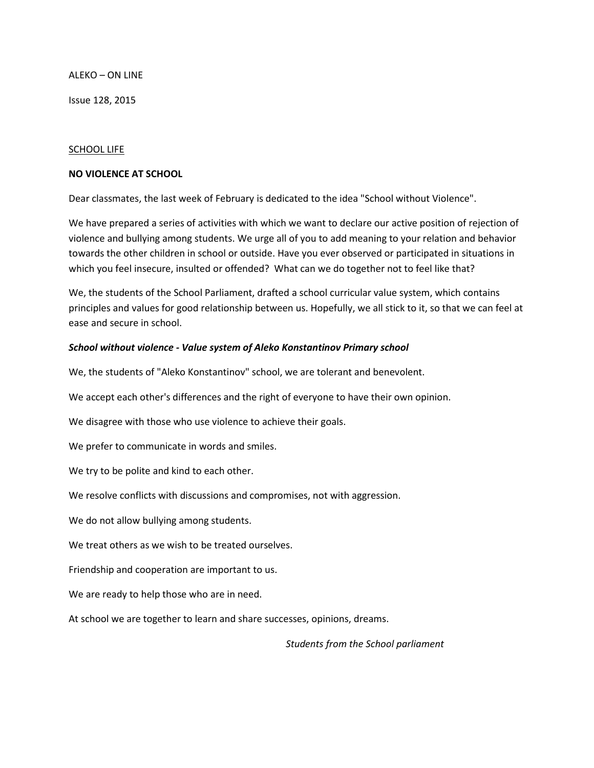ALEKO – ON LINE

Issue 128, 2015

<u>SCHOOL LIFE</u>

**NO VIOLENCE AT SCHOOL**

Dear classmates, the last week of February is dedicated to the idea "School without Violence".

We have prepared a series of activities with which we want to declare our active position of rejection of violence and bullying among students. We urge all of you to add meaning to your relation and behavior towards the other children in school or outside. Have you ever observed or participated in situations in which you feel insecure, insulted or offended? What can we do together not to feel like that?

We, the students of the School Parliament, drafted a school curricular value system, which contains principles and values for good relationship between us. Hopefully, we all stick to it, so that we can feel at ease and secure in school.

***School without violence - Value system of Aleko Konstantinov Primary school***

We, the students of "Aleko Konstantinov" school, we are tolerant and benevolent.

We accept each other's differences and the right of everyone to have their own opinion.

We disagree with those who use violence to achieve their goals.

We prefer to communicate in words and smiles.

We try to be polite and kind to each other.

We resolve conflicts with discussions and compromises, not with aggression.

We do not allow bullying among students.

We treat others as we wish to be treated ourselves.

Friendship and cooperation are important to us.

We are ready to help those who are in need.

At school we are together to learn and share successes, opinions, dreams.

*Students from the School parliament*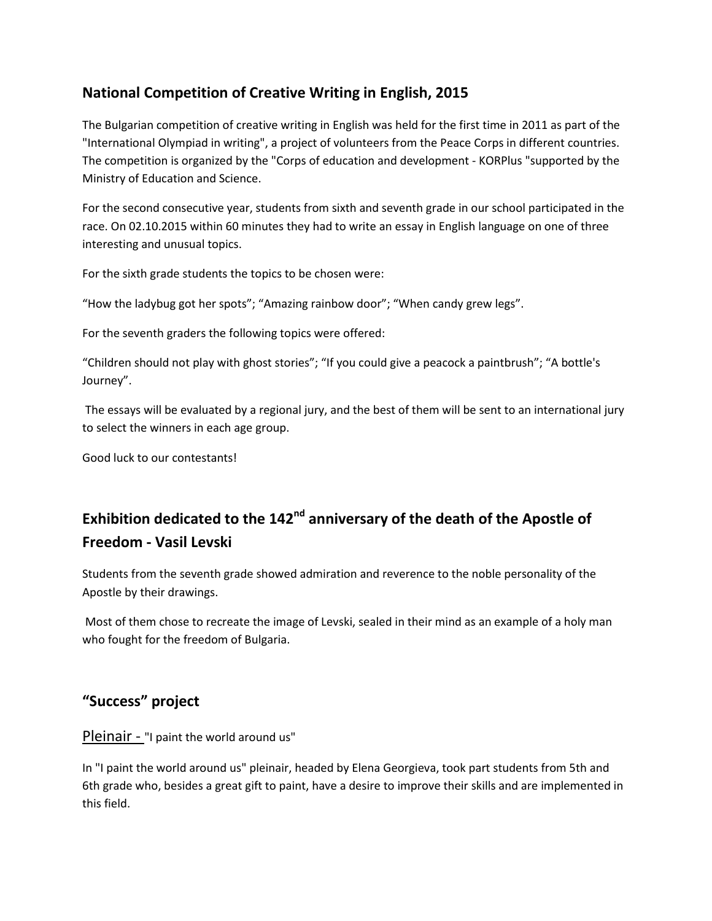## National Competition of Creative Writing in English, 2015

The Bulgarian competition of creative writing in English was held for the first time in 2011 as part of the "International Olympiad in writing", a project of volunteers from the Peace Corps in different countries. The competition is organized by the "Corps of education and development - KORPlus "supported by the Ministry of Education and Science.

For the second consecutive year, students from sixth and seventh grade in our school participated in the race. On 02.10.2015 within 60 minutes they had to write an essay in English language on one of three interesting and unusual topics.

For the sixth grade students the topics to be chosen were:

“How the ladybug got her spots”; “Amazing rainbow door”; “When candy grew legs”.

For the seventh graders the following topics were offered:

“Children should not play with ghost stories”; “If you could give a peacock a paintbrush”; “A bottle's Journey”.

The essays will be evaluated by a regional jury, and the best of them will be sent to an international jury to select the winners in each age group.

Good luck to our contestants!

## Exhibition dedicated to the 142nd anniversary of the death of the Apostle of Freedom - Vasil Levski

Students from the seventh grade showed admiration and reverence to the noble personality of the Apostle by their drawings.

Most of them chose to recreate the image of Levski, sealed in their mind as an example of a holy man who fought for the freedom of Bulgaria.

## “Success” project

Pleinair - "I paint the world around us"

In "I paint the world around us" pleinair, headed by Elena Georgieva, took part students from 5th and 6th grade who, besides a great gift to paint, have a desire to improve their skills and are implemented in this field.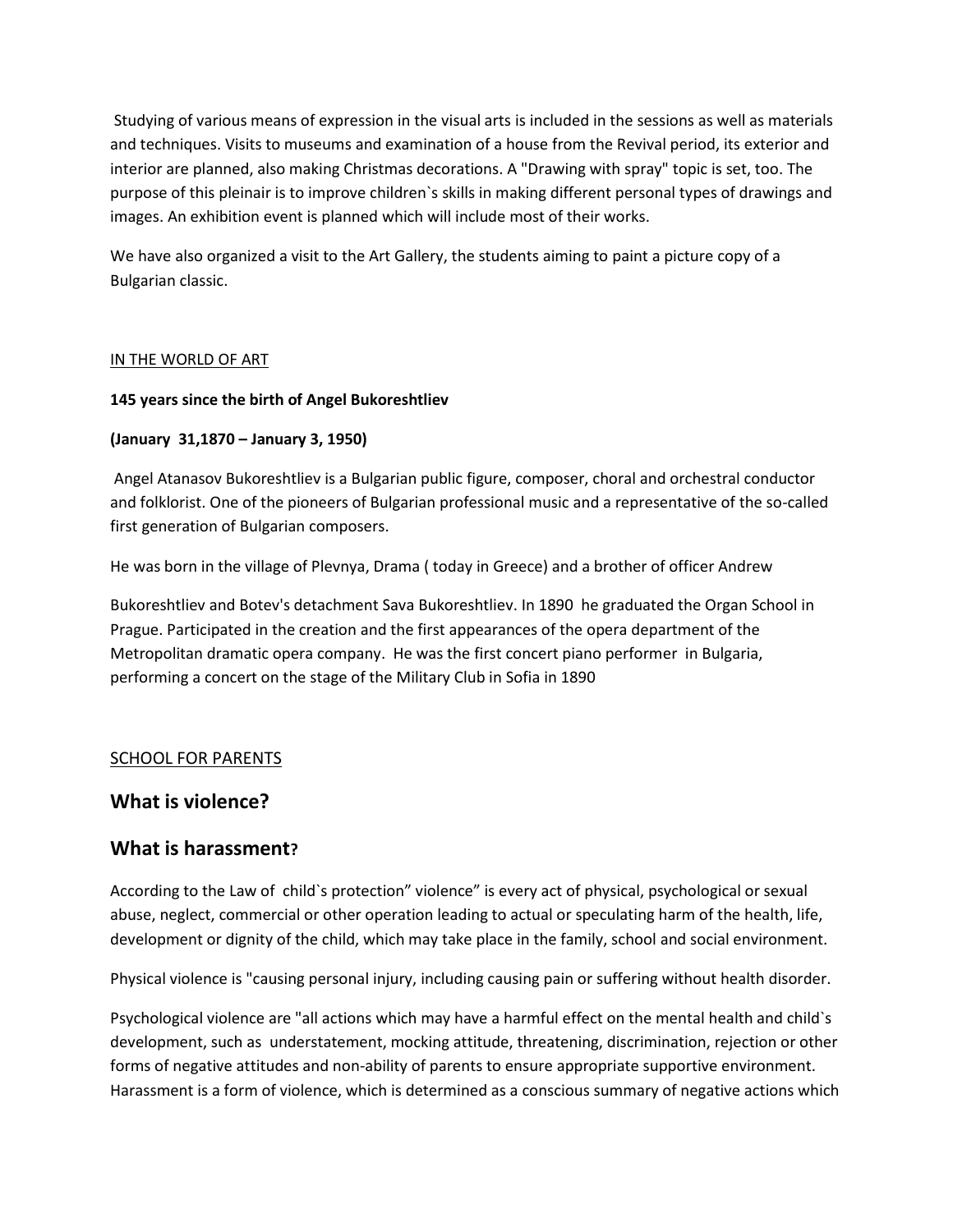Studying of various means of expression in the visual arts is included in the sessions as well as materials and techniques. Visits to museums and examination of a house from the Revival period, its exterior and interior are planned, also making Christmas decorations. A "Drawing with spray" topic is set, too. The purpose of this pleinair is to improve children`s skills in making different personal types of drawings and images. An exhibition event is planned which will include most of their works.

We have also organized a visit to the Art Gallery, the students aiming to paint a picture copy of a Bulgarian classic.

<u>IN THE WORLD OF ART</u>

**145 years since the birth of Angel Bukoreshtliev**

**(January 31,1870 – January 3, 1950)**

Angel Atanasov Bukoreshtliev is a Bulgarian public figure, composer, choral and orchestral conductor and folklorist. One of the pioneers of Bulgarian professional music and a representative of the so-called first generation of Bulgarian composers.

He was born in the village of Plevnya, Drama ( today in Greece) and a brother of officer Andrew

Bukoreshtliev and Botev's detachment Sava Bukoreshtliev. In 1890 he graduated the Organ School in Prague. Participated in the creation and the first appearances of the opera department of the Metropolitan dramatic opera company. He was the first concert piano performer in Bulgaria, performing a concert on the stage of the Military Club in Sofia in 1890

<u>SCHOOL FOR PARENTS</u>

## What is violence?

## What is harassment?

According to the Law of child`s protection" violence" is every act of physical, psychological or sexual abuse, neglect, commercial or other operation leading to actual or speculating harm of the health, life, development or dignity of the child, which may take place in the family, school and social environment.

Physical violence is "causing personal injury, including causing pain or suffering without health disorder.

Psychological violence are "all actions which may have a harmful effect on the mental health and child`s development, such as understatement, mocking attitude, threatening, discrimination, rejection or other forms of negative attitudes and non-ability of parents to ensure appropriate supportive environment. Harassment is a form of violence, which is determined as a conscious summary of negative actions which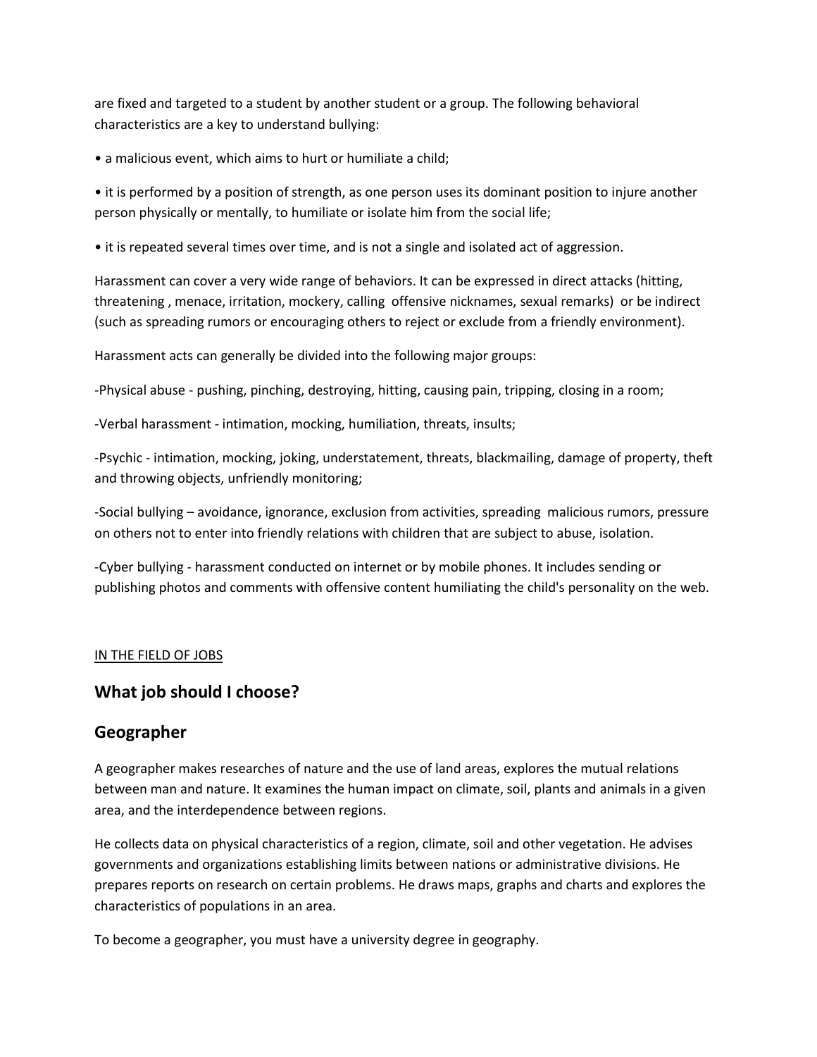are fixed and targeted to a student by another student or a group. The following behavioral characteristics are a key to understand bullying:

• a malicious event, which aims to hurt or humiliate a child;

• it is performed by a position of strength, as one person uses its dominant position to injure another person physically or mentally, to humiliate or isolate him from the social life;

• it is repeated several times over time, and is not a single and isolated act of aggression.

Harassment can cover a very wide range of behaviors. It can be expressed in direct attacks (hitting, threatening , menace, irritation, mockery, calling offensive nicknames, sexual remarks) or be indirect (such as spreading rumors or encouraging others to reject or exclude from a friendly environment).

Harassment acts can generally be divided into the following major groups:

-Physical abuse - pushing, pinching, destroying, hitting, causing pain, tripping, closing in a room;

-Verbal harassment - intimation, mocking, humiliation, threats, insults;

-Psychic - intimation, mocking, joking, understatement, threats, blackmailing, damage of property, theft and throwing objects, unfriendly monitoring;

-Social bullying – avoidance, ignorance, exclusion from activities, spreading malicious rumors, pressure on others not to enter into friendly relations with children that are subject to abuse, isolation.

-Cyber bullying - harassment conducted on internet or by mobile phones. It includes sending or publishing photos and comments with offensive content humiliating the child's personality on the web.

<u>IN THE FIELD OF JOBS</u>

## What job should I choose?

## Geographer

A geographer makes researches of nature and the use of land areas, explores the mutual relations between man and nature. It examines the human impact on climate, soil, plants and animals in a given area, and the interdependence between regions.

He collects data on physical characteristics of a region, climate, soil and other vegetation. He advises governments and organizations establishing limits between nations or administrative divisions. He prepares reports on research on certain problems. He draws maps, graphs and charts and explores the characteristics of populations in an area.

To become a geographer, you must have a university degree in geography.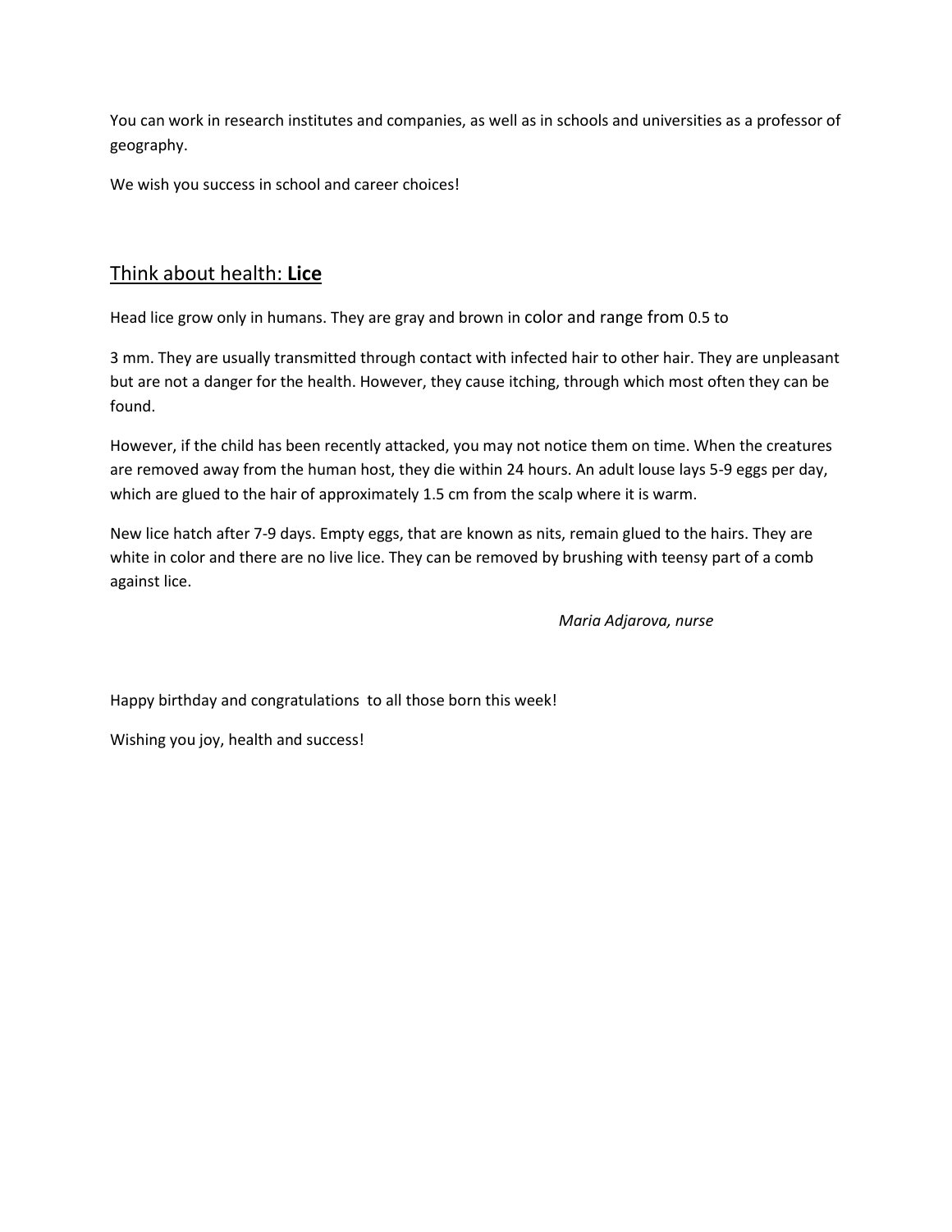You can work in research institutes and companies, as well as in schools and universities as a professor of geography.

We wish you success in school and career choices!

## Think about health: **Lice**

Head lice grow only in humans. They are gray and brown in color and range from 0.5 to

3 mm. They are usually transmitted through contact with infected hair to other hair. They are unpleasant but are not a danger for the health. However, they cause itching, through which most often they can be found.

However, if the child has been recently attacked, you may not notice them on time. When the creatures are removed away from the human host, they die within 24 hours. An adult louse lays 5-9 eggs per day, which are glued to the hair of approximately 1.5 cm from the scalp where it is warm.

New lice hatch after 7-9 days. Empty eggs, that are known as nits, remain glued to the hairs. They are white in color and there are no live lice. They can be removed by brushing with teensy part of a comb against lice.

*Maria Adjarova, nurse*

Happy birthday and congratulations to all those born this week!

Wishing you joy, health and success!